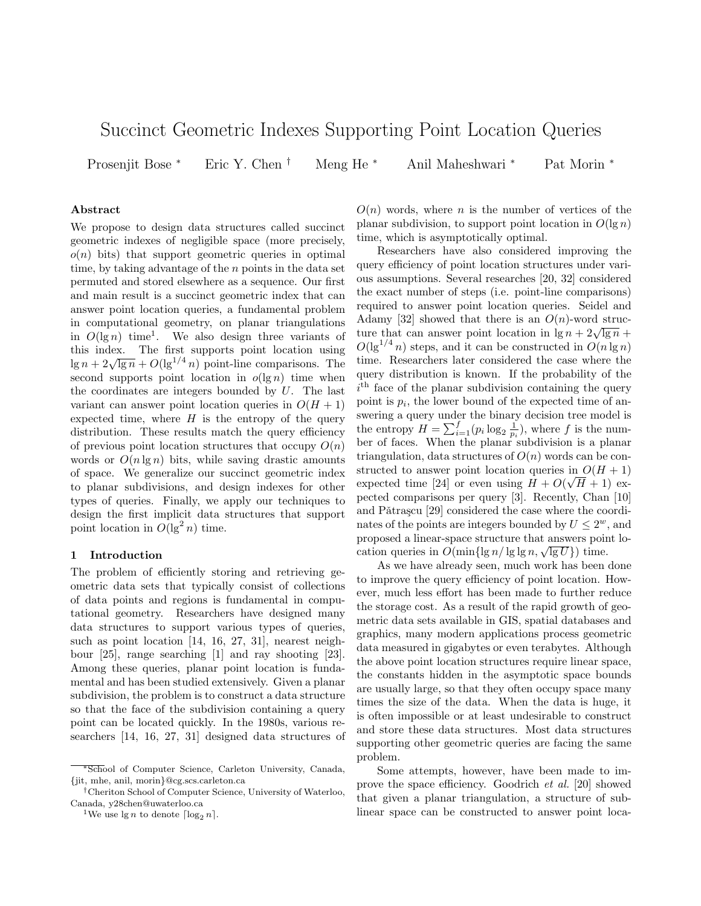# Succinct Geometric Indexes Supporting Point Location Queries

Prosenjit Bose [*] Eric Y. Chen [†] Meng He [*] Anil Maheshwari [*] Pat Morin [*]

## Abstract

We propose to design data structures called succinct geometric indexes of negligible space (more precisely, $o(n)$ bits) that support geometric queries in optimal time, by taking advantage of the $n$ points in the data set permuted and stored elsewhere as a sequence. Our first and main result is a succinct geometric index that can answer point location queries, a fundamental problem in computational geometry, on planar triangulations in $O(\lg n)$ time[1]. We also design three variants of this index. The first supports point location using $\lg n + 2\sqrt{\lg n} + O(\lg^{1/4} n)$ point-line comparisons. The second supports point location in $o(\lg n)$ time when the coordinates are integers bounded by $U$. The last variant can answer point location queries in $O(H+1)$ expected time, where $H$ is the entropy of the query distribution. These results match the query efficiency of previous point location structures that occupy $O(n)$ words or $O(n \lg n)$ bits, while saving drastic amounts of space. We generalize our succinct geometric index to planar subdivisions, and design indexes for other types of queries. Finally, we apply our techniques to design the first implicit data structures that support point location in $O(\lg^2 n)$ time.

## 1 Introduction

The problem of efficiently storing and retrieving geometric data sets that typically consist of collections of data points and regions is fundamental in computational geometry. Researchers have designed many data structures to support various types of queries, such as point location [14, 16, 27, 31], nearest neighbour [25], range searching [1] and ray shooting [23]. Among these queries, planar point location is fundamental and has been studied extensively. Given a planar subdivision, the problem is to construct a data structure so that the face of the subdivision containing a query point can be located quickly. In the 1980s, various researchers [14, 16, 27, 31] designed data structures of $O(n)$ words, where $n$ is the number of vertices of the planar subdivision, to support point location in $O(\lg n)$ time, which is asymptotically optimal.

Researchers have also considered improving the query efficiency of point location structures under various assumptions. Several researches [20, 32] considered the exact number of steps (i.e. point-line comparisons) required to answer point location queries. Seidel and Adamy [32] showed that there is an $O(n)$-word structure that can answer point location in $\lg n + 2\sqrt{\lg n} + O(\lg^{1/4} n)$ steps, and it can be constructed in $O(n \lg n)$ time. Researchers later considered the case where the query distribution is known. If the probability of the $i^{\text{th}}$ face of the planar subdivision containing the query point is $p_i$, the lower bound of the expected time of answering a query under the binary decision tree model is the entropy $H = \sum_{i=1}^{f}(p_i \log_2 \frac{1}{p_i})$, where $f$ is the number of faces. When the planar subdivision is a planar triangulation, data structures of $O(n)$ words can be constructed to answer point location queries in $O(H+1)$ expected time [24] or even using $H + O(\sqrt{H}+1)$ expected comparisons per query [3]. Recently, Chan [10] and Pătraşcu [29] considered the case where the coordinates of the points are integers bounded by $U \leq 2^w$, and proposed a linear-space structure that answers point location queries in $O(\min\{\lg n / \lg\lg n, \sqrt{\lg U}\})$ time.

As we have already seen, much work has been done to improve the query efficiency of point location. However, much less effort has been made to further reduce the storage cost. As a result of the rapid growth of geometric data sets available in GIS, spatial databases and graphics, many modern applications process geometric data measured in gigabytes or even terabytes. Although the above point location structures require linear space, the constants hidden in the asymptotic space bounds are usually large, so that they often occupy space many times the size of the data. When the data is huge, it is often impossible or at least undesirable to construct and store these data structures. Most data structures supporting other geometric queries are facing the same problem.

Some attempts, however, have been made to improve the space efficiency. Goodrich *et al.* [20] showed that given a planar triangulation, a structure of sublinear space can be constructed to answer point loca-

---

[*] School of Computer Science, Carleton University, Canada, {jit, mhe, anil, morin}@cg.scs.carleton.ca

[†] Cheriton School of Computer Science, University of Waterloo, Canada, y28chen@uwaterloo.ca

[1] We use $\lg n$ to denote $\lceil \log_2 n \rceil$.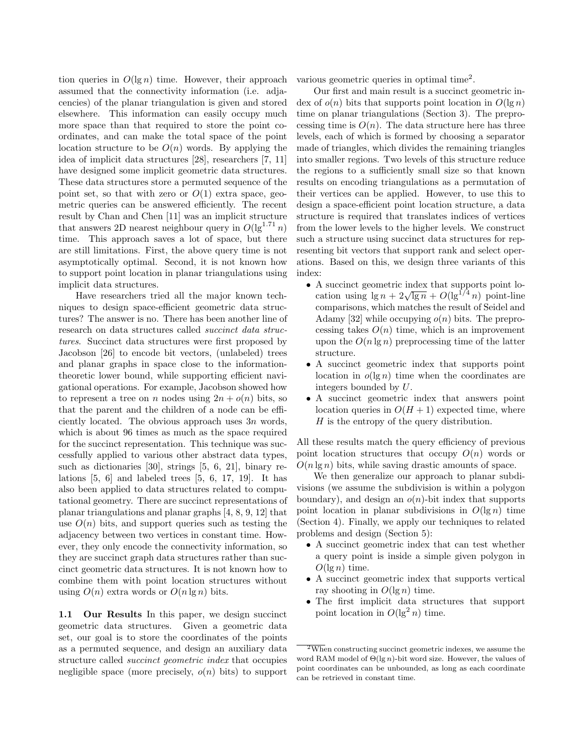tion queries in $O(\lg n)$ time. However, their approach assumed that the connectivity information (i.e. adjacencies) of the planar triangulation is given and stored elsewhere. This information can easily occupy much more space than that required to store the point coordinates, and can make the total space of the point location structure to be $O(n)$ words. By applying the idea of implicit data structures [28], researchers [7, 11] have designed some implicit geometric data structures. These data structures store a permuted sequence of the point set, so that with zero or $O(1)$ extra space, geometric queries can be answered efficiently. The recent result by Chan and Chen [11] was an implicit structure that answers 2D nearest neighbour query in $O(\lg^{1.71} n)$ time. This approach saves a lot of space, but there are still limitations. First, the above query time is not asymptotically optimal. Second, it is not known how to support point location in planar triangulations using implicit data structures.

Have researchers tried all the major known techniques to design space-efficient geometric data structures? The answer is no. There has been another line of research on data structures called *succinct data structures*. Succinct data structures were first proposed by Jacobson [26] to encode bit vectors, (unlabeled) trees and planar graphs in space close to the information-theoretic lower bound, while supporting efficient navigational operations. For example, Jacobson showed how to represent a tree on $n$ nodes using $2n + o(n)$ bits, so that the parent and the children of a node can be efficiently located. The obvious approach uses $3n$ words, which is about 96 times as much as the space required for the succinct representation. This technique was successfully applied to various other abstract data types, such as dictionaries [30], strings [5, 6, 21], binary relations [5, 6] and labeled trees [5, 6, 17, 19]. It has also been applied to data structures related to computational geometry. There are succinct representations of planar triangulations and planar graphs [4, 8, 9, 12] that use $O(n)$ bits, and support queries such as testing the adjacency between two vertices in constant time. However, they only encode the connectivity information, so they are succinct graph data structures rather than succinct geometric data structures. It is not known how to combine them with point location structures without using $O(n)$ extra words or $O(n \lg n)$ bits.

**1.1 Our Results** In this paper, we design succinct geometric data structures. Given a geometric data set, our goal is to store the coordinates of the points as a permuted sequence, and design an auxiliary data structure called *succinct geometric index* that occupies negligible space (more precisely, $o(n)$ bits) to support various geometric queries in optimal time[2].

Our first and main result is a succinct geometric index of $o(n)$ bits that supports point location in $O(\lg n)$ time on planar triangulations (Section 3). The preprocessing time is $O(n)$. The data structure here has three levels, each of which is formed by choosing a separator made of triangles, which divides the remaining triangles into smaller regions. Two levels of this structure reduce the regions to a sufficiently small size so that known results on encoding triangulations as a permutation of their vertices can be applied. However, to use this to design a space-efficient point location structure, a data structure is required that translates indices of vertices from the lower levels to the higher levels. We construct such a structure using succinct data structures for representing bit vectors that support rank and select operations. Based on this, we design three variants of this index:

- A succinct geometric index that supports point location using $\lg n + 2\sqrt{\lg n} + O(\lg^{1/4} n)$ point-line comparisons, which matches the result of Seidel and Adamy [32] while occupying $o(n)$ bits. The preprocessing takes $O(n)$ time, which is an improvement upon the $O(n \lg n)$ preprocessing time of the latter structure.
- A succinct geometric index that supports point location in $o(\lg n)$ time when the coordinates are integers bounded by $U$.
- A succinct geometric index that answers point location queries in $O(H + 1)$ expected time, where $H$ is the entropy of the query distribution.

All these results match the query efficiency of previous point location structures that occupy $O(n)$ words or $O(n \lg n)$ bits, while saving drastic amounts of space.

We then generalize our approach to planar subdivisions (we assume the subdivision is within a polygon boundary), and design an $o(n)$-bit index that supports point location in planar subdivisions in $O(\lg n)$ time (Section 4). Finally, we apply our techniques to related problems and design (Section 5):

- A succinct geometric index that can test whether a query point is inside a simple given polygon in $O(\lg n)$ time.
- A succinct geometric index that supports vertical ray shooting in $O(\lg n)$ time.
- The first implicit data structures that support point location in $O(\lg^2 n)$ time.

[2] When constructing succinct geometric indexes, we assume the word RAM model of $\Theta(\lg n)$-bit word size. However, the values of point coordinates can be unbounded, as long as each coordinate can be retrieved in constant time.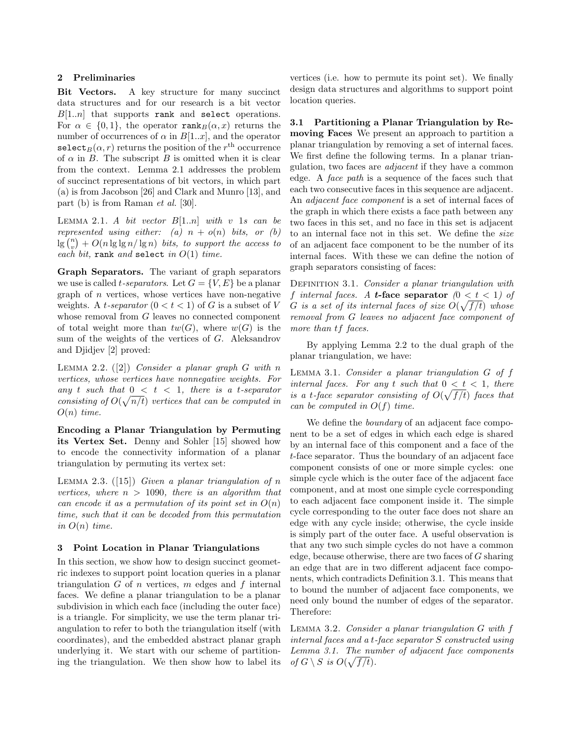## 2 Preliminaries

**Bit Vectors.** A key structure for many succinct data structures and for our research is a bit vector $B[1..n]$ that supports `rank` and `select` operations. For $\alpha \in \{0, 1\}$, the operator $\texttt{rank}_B(\alpha, x)$ returns the number of occurrences of $\alpha$ in $B[1..x]$, and the operator $\texttt{select}_B(\alpha, r)$ returns the position of the $r^{\text{th}}$ occurrence of $\alpha$ in $B$. The subscript $B$ is omitted when it is clear from the context. Lemma 2.1 addresses the problem of succinct representations of bit vectors, in which part (a) is from Jacobson [26] and Clark and Munro [13], and part (b) is from Raman *et al.* [30].

Lemma 2.1. *A bit vector $B[1..n]$ with $v$ 1s can be represented using either: (a) $n + o(n)$ bits, or (b) $\lg \binom{n}{v} + O(n \lg\lg n / \lg n)$ bits, to support the access to each bit,* `rank` *and* `select` *in $O(1)$ time.*

**Graph Separators.** The variant of graph separators we use is called *t-separators*. Let $G = \{V, E\}$ be a planar graph of $n$ vertices, whose vertices have non-negative weights. A *t-separator* $(0 < t < 1)$ of $G$ is a subset of $V$ whose removal from $G$ leaves no connected component of total weight more than $tw(G)$, where $w(G)$ is the sum of the weights of the vertices of $G$. Aleksandrov and Djidjev [2] proved:

Lemma 2.2. ([2]) *Consider a planar graph $G$ with $n$ vertices, whose vertices have nonnegative weights. For any $t$ such that $0 < t < 1$, there is a $t$-separator consisting of $O(\sqrt{n/t})$ vertices that can be computed in $O(n)$ time.*

**Encoding a Planar Triangulation by Permuting its Vertex Set.** Denny and Sohler [15] showed how to encode the connectivity information of a planar triangulation by permuting its vertex set:

Lemma 2.3. ([15]) *Given a planar triangulation of $n$ vertices, where $n > 1090$, there is an algorithm that can encode it as a permutation of its point set in $O(n)$ time, such that it can be decoded from this permutation in $O(n)$ time.*

## 3 Point Location in Planar Triangulations

In this section, we show how to design succinct geometric indexes to support point location queries in a planar triangulation $G$ of $n$ vertices, $m$ edges and $f$ internal faces. We define a planar triangulation to be a planar subdivision in which each face (including the outer face) is a triangle. For simplicity, we use the term planar triangulation to refer to both the triangulation itself (with coordinates), and the embedded abstract planar graph underlying it. We start with our scheme of partitioning the triangulation. We then show how to label its vertices (i.e. how to permute its point set). We finally design data structures and algorithms to support point location queries.

### 3.1 Partitioning a Planar Triangulation by Removing Faces

We present an approach to partition a planar triangulation by removing a set of internal faces. We first define the following terms. In a planar triangulation, two faces are *adjacent* if they have a common edge. A *face path* is a sequence of the faces such that each two consecutive faces in this sequence are adjacent. An *adjacent face component* is a set of internal faces of the graph in which there exists a face path between any two faces in this set, and no face in this set is adjacent to an internal face not in this set. We define the *size* of an adjacent face component to be the number of its internal faces. With these we can define the notion of graph separators consisting of faces:

Definition 3.1. *Consider a planar triangulation with $f$ internal faces. A* **t-face separator** *$(0 < t < 1)$ of $G$ is a set of its internal faces of size $O(\sqrt{f/t})$ whose removal from $G$ leaves no adjacent face component of more than $tf$ faces.*

By applying Lemma 2.2 to the dual graph of the planar triangulation, we have:

Lemma 3.1. *Consider a planar triangulation $G$ of $f$ internal faces. For any $t$ such that $0 < t < 1$, there is a $t$-face separator consisting of $O(\sqrt{f/t})$ faces that can be computed in $O(f)$ time.*

We define the *boundary* of an adjacent face component to be a set of edges in which each edge is shared by an internal face of this component and a face of the $t$-face separator. Thus the boundary of an adjacent face component consists of one or more simple cycles: one simple cycle which is the outer face of the adjacent face component, and at most one simple cycle corresponding to each adjacent face component inside it. The simple cycle corresponding to the outer face does not share an edge with any cycle inside; otherwise, the cycle inside is simply part of the outer face. A useful observation is that any two such simple cycles do not have a common edge, because otherwise, there are two faces of $G$ sharing an edge that are in two different adjacent face components, which contradicts Definition 3.1. This means that to bound the number of adjacent face components, we need only bound the number of edges of the separator. Therefore:

Lemma 3.2. *Consider a planar triangulation $G$ with $f$ internal faces and a $t$-face separator $S$ constructed using Lemma 3.1. The number of adjacent face components of $G \setminus S$ is $O(\sqrt{f/t})$.*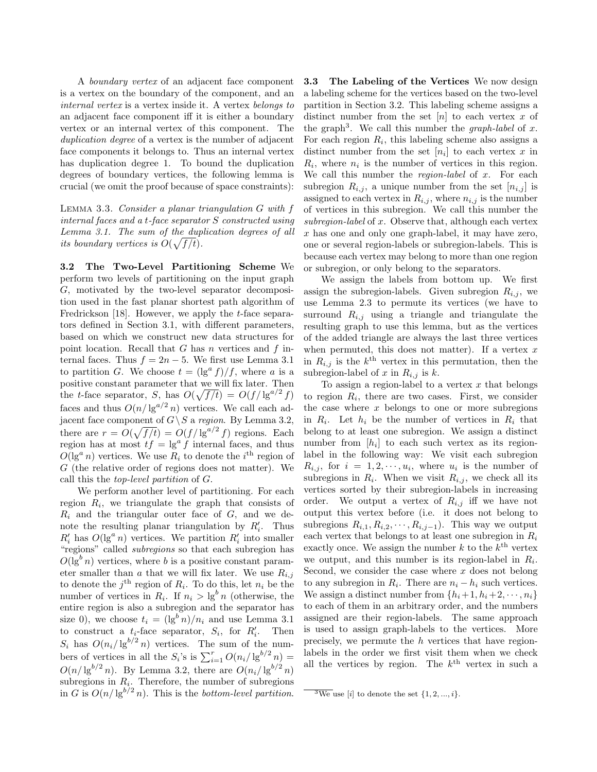A *boundary vertex* of an adjacent face component is a vertex on the boundary of the component, and an *internal vertex* is a vertex inside it. A vertex *belongs to* an adjacent face component iff it is either a boundary vertex or an internal vertex of this component. The *duplication degree* of a vertex is the number of adjacent face components it belongs to. Thus an internal vertex has duplication degree 1. To bound the duplication degrees of boundary vertices, the following lemma is crucial (we omit the proof because of space constraints):

Lemma 3.3. *Consider a planar triangulation $G$ with $f$ internal faces and a $t$-face separator $S$ constructed using Lemma 3.1. The sum of the duplication degrees of all its boundary vertices is $O(\sqrt{f/t})$.*

**3.2 The Two-Level Partitioning Scheme** We perform two levels of partitioning on the input graph $G$, motivated by the two-level separator decomposition used in the fast planar shortest path algorithm of Fredrickson [18]. However, we apply the $t$-face separators defined in Section 3.1, with different parameters, based on which we construct new data structures for point location. Recall that $G$ has $n$ vertices and $f$ internal faces. Thus $f = 2n-5$. We first use Lemma 3.1 to partition $G$. We choose $t = (\lg^a f)/f$, where $a$ is a positive constant parameter that we will fix later. Then the $t$-face separator, $S$, has $O(\sqrt{f/t}) = O(f/\lg^{a/2} f)$ faces and thus $O(n/\lg^{a/2} n)$ vertices. We call each adjacent face component of $G \setminus S$ a *region*. By Lemma 3.2, there are $r = O(\sqrt{f/t}) = O(f/\lg^{a/2} f)$ regions. Each region has at most $tf = \lg^a f$ internal faces, and thus $O(\lg^a n)$ vertices. We use $R_i$ to denote the $i^{\text{th}}$ region of $G$ (the relative order of regions does not matter). We call this the *top-level partition* of $G$.

We perform another level of partitioning. For each region $R_i$, we triangulate the graph that consists of $R_i$ and the triangular outer face of $G$, and we denote the resulting planar triangulation by $R'_i$. Thus $R'_i$ has $O(\lg^a n)$ vertices. We partition $R'_i$ into smaller "regions" called *subregions* so that each subregion has $O(\lg^b n)$ vertices, where $b$ is a positive constant parameter smaller than $a$ that we will fix later. We use $R_{i,j}$ to denote the $j^{\text{th}}$ region of $R_i$. To do this, let $n_i$ be the number of vertices in $R_i$. If $n_i > \lg^b n$ (otherwise, the entire region is also a subregion and the separator has size 0), we choose $t_i = (\lg^b n)/n_i$ and use Lemma 3.1 to construct a $t_i$-face separator, $S_i$, for $R'_i$. Then $S_i$ has $O(n_i/\lg^{b/2} n)$ vertices. The sum of the numbers of vertices in all the $S_i$'s is $\sum_{i=1}^{r} O(n_i/\lg^{b/2} n) = O(n/\lg^{b/2} n)$. By Lemma 3.2, there are $O(n_i/\lg^{b/2} n)$ subregions in $R_i$. Therefore, the number of subregions in $G$ is $O(n/\lg^{b/2} n)$. This is the *bottom-level partition*.

**3.3 The Labeling of the Vertices** We now design a labeling scheme for the vertices based on the two-level partition in Section 3.2. This labeling scheme assigns a distinct number from the set $[n]$ to each vertex $x$ of the graph[3]. We call this number the *graph-label* of $x$. For each region $R_i$, this labeling scheme also assigns a distinct number from the set $[n_i]$ to each vertex $x$ in $R_i$, where $n_i$ is the number of vertices in this region. We call this number the *region-label* of $x$. For each subregion $R_{i,j}$, a unique number from the set $[n_{i,j}]$ is assigned to each vertex in $R_{i,j}$, where $n_{i,j}$ is the number of vertices in this subregion. We call this number the *subregion-label* of $x$. Observe that, although each vertex $x$ has one and only one graph-label, it may have zero, one or several region-labels or subregion-labels. This is because each vertex may belong to more than one region or subregion, or only belong to the separators.

We assign the labels from bottom up. We first assign the subregion-labels. Given subregion $R_{i,j}$, we use Lemma 2.3 to permute its vertices (we have to surround $R_{i,j}$ using a triangle and triangulate the resulting graph to use this lemma, but as the vertices of the added triangle are always the last three vertices when permuted, this does not matter). If a vertex $x$ in $R_{i,j}$ is the $k^{\text{th}}$ vertex in this permutation, then the subregion-label of $x$ in $R_{i,j}$ is $k$.

To assign a region-label to a vertex $x$ that belongs to region $R_i$, there are two cases. First, we consider the case where $x$ belongs to one or more subregions in $R_i$. Let $h_i$ be the number of vertices in $R_i$ that belong to at least one subregion. We assign a distinct number from $[h_i]$ to each such vertex as its region-label in the following way: We visit each subregion $R_{i,j}$, for $i = 1, 2, \cdots, u_i$, where $u_i$ is the number of subregions in $R_i$. When we visit $R_{i,j}$, we check all its vertices sorted by their subregion-labels in increasing order. We output a vertex of $R_{i,j}$ iff we have not output this vertex before (i.e. it does not belong to subregions $R_{i,1}, R_{i,2}, \cdots, R_{i,j-1}$). This way we output each vertex that belongs to at least one subregion in $R_i$ exactly once. We assign the number $k$ to the $k^{\text{th}}$ vertex we output, and this number is its region-label in $R_i$. Second, we consider the case where $x$ does not belong to any subregion in $R_i$. There are $n_i - h_i$ such vertices. We assign a distinct number from $\{h_i+1, h_i+2, \cdots, n_i\}$ to each of them in an arbitrary order, and the numbers assigned are their region-labels. The same approach is used to assign graph-labels to the vertices. More precisely, we permute the $h$ vertices that have region-labels in the order we first visit them when we check all the vertices by region. The $k^{\text{th}}$ vertex in such a

[3] We use $[i]$ to denote the set $\{1, 2, ..., i\}$.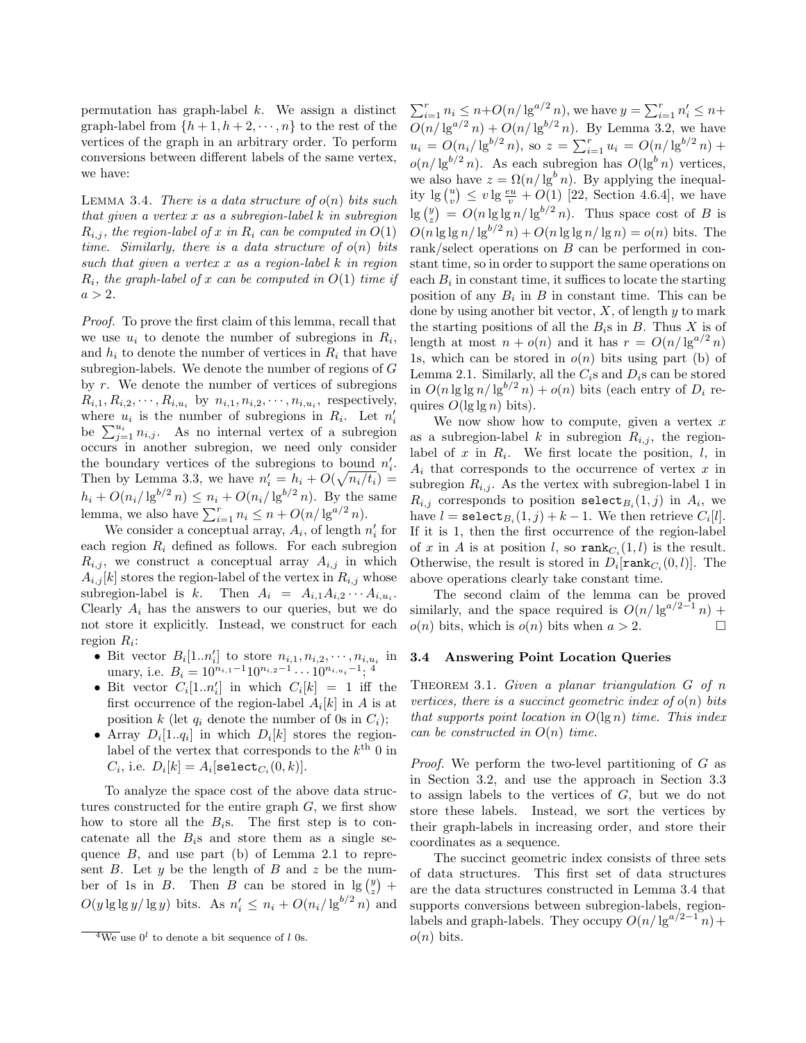permutation has graph-label $k$. We assign a distinct graph-label from $\{h+1, h+2, \cdots, n\}$ to the rest of the vertices of the graph in an arbitrary order. To perform conversions between different labels of the same vertex, we have:

LEMMA 3.4. *There is a data structure of $o(n)$ bits such that given a vertex $x$ as a subregion-label $k$ in subregion $R_{i,j}$, the region-label of $x$ in $R_i$ can be computed in $O(1)$ time. Similarly, there is a data structure of $o(n)$ bits such that given a vertex $x$ as a region-label $k$ in region $R_i$, the graph-label of $x$ can be computed in $O(1)$ time if $a > 2$.*

*Proof.* To prove the first claim of this lemma, recall that we use $u_i$ to denote the number of subregions in $R_i$, and $h_i$ to denote the number of vertices in $R_i$ that have subregion-labels. We denote the number of regions of $G$ by $r$. We denote the number of vertices of subregions $R_{i,1}, R_{i,2}, \cdots, R_{i,u_i}$ by $n_{i,1}, n_{i,2}, \cdots, n_{i,u_i}$, respectively, where $u_i$ is the number of subregions in $R_i$. Let $n'_i$ be $\sum_{j=1}^{u_i} n_{i,j}$. As no internal vertex of a subregion occurs in another subregion, we need only consider the boundary vertices of the subregions to bound $n'_i$. Then by Lemma 3.3, we have $n'_i = h_i + O(\sqrt{n_i/t_i}) = h_i + O(n_i/\lg^{b/2} n) \le n_i + O(n_i/\lg^{b/2} n)$. By the same lemma, we also have $\sum_{i=1}^{r} n_i \le n + O(n/\lg^{a/2} n)$.

We consider a conceptual array, $A_i$, of length $n'_i$ for each region $R_i$ defined as follows. For each subregion $R_{i,j}$, we construct a conceptual array $A_{i,j}$ in which $A_{i,j}[k]$ stores the region-label of the vertex in $R_{i,j}$ whose subregion-label is $k$. Then $A_i = A_{i,1}A_{i,2}\cdots A_{i,u_i}$. Clearly $A_i$ has the answers to our queries, but we do not store it explicitly. Instead, we construct for each region $R_i$:

- Bit vector $B_i[1..n'_i]$ to store $n_{i,1}, n_{i,2}, \cdots, n_{i,u_i}$ in unary, i.e. $B_i = 10^{n_{i,1}-1}10^{n_{i,2}-1}\cdots 10^{n_{i,u_i}-1}$; [4]
- Bit vector $C_i[1..n'_i]$ in which $C_i[k] = 1$ iff the first occurrence of the region-label $A_i[k]$ in $A$ is at position $k$ (let $q_i$ denote the number of 0s in $C_i$);
- Array $D_i[1..q_i]$ in which $D_i[k]$ stores the region-label of the vertex that corresponds to the $k^{\text{th}}$ 0 in $C_i$, i.e. $D_i[k] = A_i[\mathtt{select}_{C_i}(0,k)]$.

To analyze the space cost of the above data structures constructed for the entire graph $G$, we first show how to store all the $B_i$s. The first step is to concatenate all the $B_i$s and store them as a single sequence $B$, and use part (b) of Lemma 2.1 to represent $B$. Let $y$ be the length of $B$ and $z$ be the number of 1s in $B$. Then $B$ can be stored in $\lg\binom{y}{z} + O(y \lg\lg y/\lg y)$ bits. As $n'_i \le n_i + O(n_i/\lg^{b/2} n)$ and $\sum_{i=1}^{r} n_i \le n + O(n/\lg^{a/2} n)$, we have $y = \sum_{i=1}^{r} n'_i \le n + O(n/\lg^{a/2} n) + O(n/\lg^{b/2} n)$. By Lemma 3.2, we have $u_i = O(n_i/\lg^{b/2} n)$, so $z = \sum_{i=1}^{r} u_i = O(n/\lg^{b/2} n) + o(n/\lg^{b/2} n)$. As each subregion has $O(\lg^b n)$ vertices, we also have $z = \Omega(n/\lg^b n)$. By applying the inequality $\lg\binom{u}{v} \le v \lg\frac{eu}{v} + O(1)$ [22, Section 4.6.4], we have $\lg\binom{y}{z} = O(n\lg\lg n/\lg^{b/2} n)$. Thus space cost of $B$ is $O(n\lg\lg n/\lg^{b/2} n) + O(n\lg\lg n/\lg n) = o(n)$ bits. The rank/select operations on $B$ can be performed in constant time, so in order to support the same operations on each $B_i$ in constant time, it suffices to locate the starting position of any $B_i$ in $B$ in constant time. This can be done by using another bit vector, $X$, of length $y$ to mark the starting positions of all the $B_i$s in $B$. Thus $X$ is of length at most $n + o(n)$ and it has $r = O(n/\lg^{a/2} n)$ 1s, which can be stored in $o(n)$ bits using part (b) of Lemma 2.1. Similarly, all the $C_i$s and $D_i$s can be stored in $O(n\lg\lg n/\lg^{b/2} n) + o(n)$ bits (each entry of $D_i$ requires $O(\lg\lg n)$ bits).

We now show how to compute, given a vertex $x$ as a subregion-label $k$ in subregion $R_{i,j}$, the region-label of $x$ in $R_i$. We first locate the position, $l$, in $A_i$ that corresponds to the occurrence of vertex $x$ in subregion $R_{i,j}$. As the vertex with subregion-label 1 in $R_{i,j}$ corresponds to position $\mathtt{select}_{B_i}(1,j)$ in $A_i$, we have $l = \mathtt{select}_{B_i}(1,j) + k - 1$. We then retrieve $C_i[l]$. If it is 1, then the first occurrence of the region-label of $x$ in $A$ is at position $l$, so $\mathtt{rank}_{C_i}(1,l)$ is the result. Otherwise, the result is stored in $D_i[\mathtt{rank}_{C_i}(0,l)]$. The above operations clearly take constant time.

The second claim of the lemma can be proved similarly, and the space required is $O(n/\lg^{a/2-1} n) + o(n)$ bits, which is $o(n)$ bits when $a > 2$. $\square$

### 3.4 Answering Point Location Queries

THEOREM 3.1. *Given a planar triangulation $G$ of $n$ vertices, there is a succinct geometric index of $o(n)$ bits that supports point location in $O(\lg n)$ time. This index can be constructed in $O(n)$ time.*

*Proof.* We perform the two-level partitioning of $G$ as in Section 3.2, and use the approach in Section 3.3 to assign labels to the vertices of $G$, but we do not store these labels. Instead, we sort the vertices by their graph-labels in increasing order, and store their coordinates as a sequence.

The succinct geometric index consists of three sets of data structures. This first set of data structures are the data structures constructed in Lemma 3.4 that supports conversions between subregion-labels, region-labels and graph-labels. They occupy $O(n/\lg^{a/2-1} n) + o(n)$ bits.

[4] We use $0^l$ to denote a bit sequence of $l$ 0s.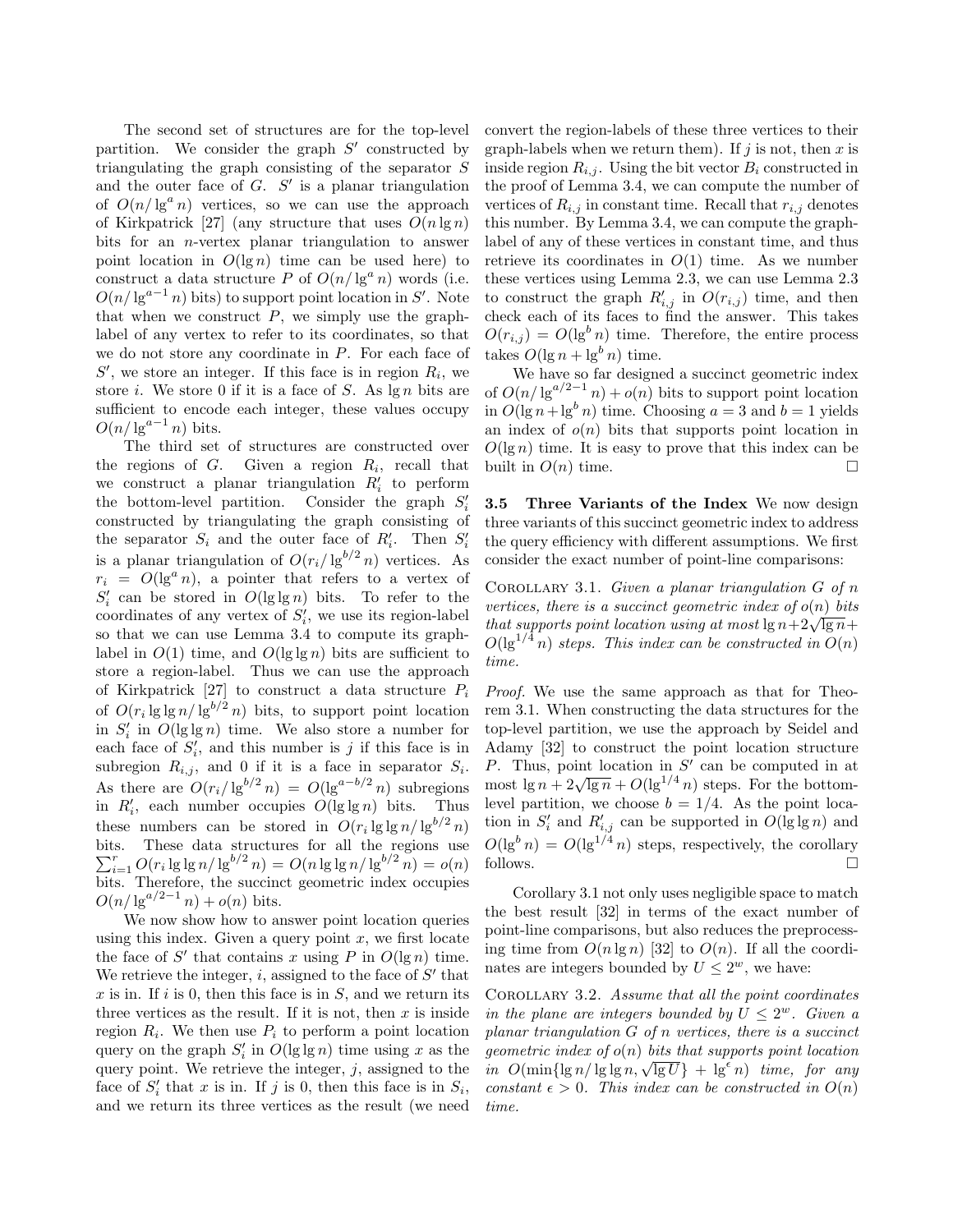The second set of structures are for the top-level partition. We consider the graph $S'$ constructed by triangulating the graph consisting of the separator $S$ and the outer face of $G$. $S'$ is a planar triangulation of $O(n/\lg^a n)$ vertices, so we can use the approach of Kirkpatrick [27] (any structure that uses $O(n \lg n)$ bits for an $n$-vertex planar triangulation to answer point location in $O(\lg n)$ time can be used here) to construct a data structure $P$ of $O(n/\lg^a n)$ words (i.e. $O(n/\lg^{a-1} n)$ bits) to support point location in $S'$. Note that when we construct $P$, we simply use the graph-label of any vertex to refer to its coordinates, so that we do not store any coordinate in $P$. For each face of $S'$, we store an integer. If this face is in region $R_i$, we store $i$. We store 0 if it is a face of $S$. As $\lg n$ bits are sufficient to encode each integer, these values occupy $O(n/\lg^{a-1} n)$ bits.

The third set of structures are constructed over the regions of $G$. Given a region $R_i$, recall that we construct a planar triangulation $R'_i$ to perform the bottom-level partition. Consider the graph $S'_i$ constructed by triangulating the graph consisting of the separator $S_i$ and the outer face of $R'_i$. Then $S'_i$ is a planar triangulation of $O(r_i/\lg^{b/2} n)$ vertices. As $r_i = O(\lg^a n)$, a pointer that refers to a vertex of $S'_i$ can be stored in $O(\lg \lg n)$ bits. To refer to the coordinates of any vertex of $S'_i$, we use its region-label so that we can use Lemma 3.4 to compute its graph-label in $O(1)$ time, and $O(\lg \lg n)$ bits are sufficient to store a region-label. Thus we can use the approach of Kirkpatrick [27] to construct a data structure $P_i$ of $O(r_i \lg \lg n/\lg^{b/2} n)$ bits, to support point location in $S'_i$ in $O(\lg \lg n)$ time. We also store a number for each face of $S'_i$, and this number is $j$ if this face is in subregion $R_{i,j}$, and 0 if it is a face in separator $S_i$. As there are $O(r_i/\lg^{b/2} n) = O(\lg^{a-b/2} n)$ subregions in $R'_i$, each number occupies $O(\lg \lg n)$ bits. Thus these numbers can be stored in $O(r_i \lg \lg n/\lg^{b/2} n)$ bits. These data structures for all the regions use $\sum_{i=1}^{r} O(r_i \lg \lg n/\lg^{b/2} n) = O(n \lg \lg n/\lg^{b/2} n) = o(n)$ bits. Therefore, the succinct geometric index occupies $O(n/\lg^{a/2-1} n) + o(n)$ bits.

We now show how to answer point location queries using this index. Given a query point $x$, we first locate the face of $S'$ that contains $x$ using $P$ in $O(\lg n)$ time. We retrieve the integer, $i$, assigned to the face of $S'$ that $x$ is in. If $i$ is 0, then this face is in $S$, and we return its three vertices as the result. If it is not, then $x$ is inside region $R_i$. We then use $P_i$ to perform a point location query on the graph $S'_i$ in $O(\lg \lg n)$ time using $x$ as the query point. We retrieve the integer, $j$, assigned to the face of $S'_i$ that $x$ is in. If $j$ is 0, then this face is in $S_i$, and we return its three vertices as the result (we need convert the region-labels of these three vertices to their graph-labels when we return them). If $j$ is not, then $x$ is inside region $R_{i,j}$. Using the bit vector $B_i$ constructed in the proof of Lemma 3.4, we can compute the number of vertices of $R_{i,j}$ in constant time. Recall that $r_{i,j}$ denotes this number. By Lemma 3.4, we can compute the graph-label of any of these vertices in constant time, and thus retrieve its coordinates in $O(1)$ time. As we number these vertices using Lemma 2.3, we can use Lemma 2.3 to construct the graph $R'_{i,j}$ in $O(r_{i,j})$ time, and then check each of its faces to find the answer. This takes $O(r_{i,j}) = O(\lg^b n)$ time. Therefore, the entire process takes $O(\lg n + \lg^b n)$ time.

We have so far designed a succinct geometric index of $O(n/\lg^{a/2-1} n) + o(n)$ bits to support point location in $O(\lg n + \lg^b n)$ time. Choosing $a = 3$ and $b = 1$ yields an index of $o(n)$ bits that supports point location in $O(\lg n)$ time. It is easy to prove that this index can be built in $O(n)$ time. □

### 3.5 Three Variants of the Index

We now design three variants of this succinct geometric index to address the query efficiency with different assumptions. We first consider the exact number of point-line comparisons:

Corollary 3.1. *Given a planar triangulation $G$ of $n$ vertices, there is a succinct geometric index of $o(n)$ bits that supports point location using at most $\lg n + 2\sqrt{\lg n} + O(\lg^{1/4} n)$ steps. This index can be constructed in $O(n)$ time.*

*Proof.* We use the same approach as that for Theorem 3.1. When constructing the data structures for the top-level partition, we use the approach by Seidel and Adamy [32] to construct the point location structure $P$. Thus, point location in $S'$ can be computed in at most $\lg n + 2\sqrt{\lg n} + O(\lg^{1/4} n)$ steps. For the bottom-level partition, we choose $b = 1/4$. As the point location in $S'_i$ and $R'_{i,j}$ can be supported in $O(\lg \lg n)$ and $O(\lg^b n) = O(\lg^{1/4} n)$ steps, respectively, the corollary follows. □

Corollary 3.1 not only uses negligible space to match the best result [32] in terms of the exact number of point-line comparisons, but also reduces the preprocessing time from $O(n \lg n)$ [32] to $O(n)$. If all the coordinates are integers bounded by $U \leq 2^w$, we have:

Corollary 3.2. *Assume that all the point coordinates in the plane are integers bounded by $U \leq 2^w$. Given a planar triangulation $G$ of $n$ vertices, there is a succinct geometric index of $o(n)$ bits that supports point location in $O(\min\{\lg n/\lg \lg n, \sqrt{\lg U}\} + \lg^{\epsilon} n)$ time, for any constant $\epsilon > 0$. This index can be constructed in $O(n)$ time.*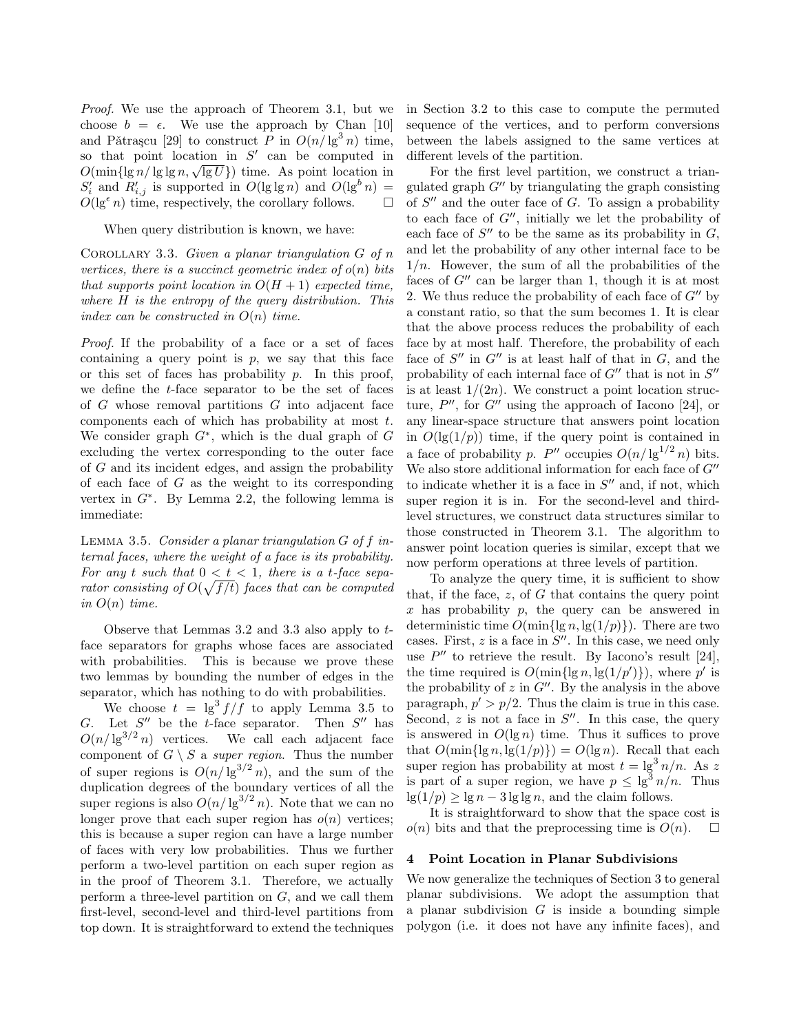*Proof.* We use the approach of Theorem 3.1, but we choose $b = \epsilon$. We use the approach by Chan [10] and Pătraşcu [29] to construct $P$ in $O(n/\lg^3 n)$ time, so that point location in $S'$ can be computed in $O(\min\{\lg n/\lg\lg n, \sqrt{\lg U}\})$ time. As point location in $S'_i$ and $R'_{i,j}$ is supported in $O(\lg\lg n)$ and $O(\lg^b n) = O(\lg^\epsilon n)$ time, respectively, the corollary follows. $\square$

When query distribution is known, we have:

Corollary 3.3. *Given a planar triangulation $G$ of $n$ vertices, there is a succinct geometric index of $o(n)$ bits that supports point location in $O(H + 1)$ expected time, where $H$ is the entropy of the query distribution. This index can be constructed in $O(n)$ time.*

*Proof.* If the probability of a face or a set of faces containing a query point is $p$, we say that this face or this set of faces has probability $p$. In this proof, we define the $t$-face separator to be the set of faces of $G$ whose removal partitions $G$ into adjacent face components each of which has probability at most $t$. We consider graph $G^*$, which is the dual graph of $G$ excluding the vertex corresponding to the outer face of $G$ and its incident edges, and assign the probability of each face of $G$ as the weight to its corresponding vertex in $G^*$. By Lemma 2.2, the following lemma is immediate:

Lemma 3.5. *Consider a planar triangulation $G$ of $f$ internal faces, where the weight of a face is its probability. For any $t$ such that $0 < t < 1$, there is a $t$-face separator consisting of $O(\sqrt{f/t})$ faces that can be computed in $O(n)$ time.*

Observe that Lemmas 3.2 and 3.3 also apply to $t$-face separators for graphs whose faces are associated with probabilities. This is because we prove these two lemmas by bounding the number of edges in the separator, which has nothing to do with probabilities.

We choose $t = \lg^3 f/f$ to apply Lemma 3.5 to $G$. Let $S''$ be the $t$-face separator. Then $S''$ has $O(n/\lg^{3/2} n)$ vertices. We call each adjacent face component of $G \setminus S$ a *super region*. Thus the number of super regions is $O(n/\lg^{3/2} n)$, and the sum of the duplication degrees of the boundary vertices of all the super regions is also $O(n/\lg^{3/2} n)$. Note that we can no longer prove that each super region has $o(n)$ vertices; this is because a super region can have a large number of faces with very low probabilities. Thus we further perform a two-level partition on each super region as in the proof of Theorem 3.1. Therefore, we actually perform a three-level partition on $G$, and we call them first-level, second-level and third-level partitions from top down. It is straightforward to extend the techniques in Section 3.2 to this case to compute the permuted sequence of the vertices, and to perform conversions between the labels assigned to the same vertices at different levels of the partition.

For the first level partition, we construct a triangulated graph $G''$ by triangulating the graph consisting of $S''$ and the outer face of $G$. To assign a probability to each face of $G''$, initially we let the probability of each face of $S''$ to be the same as its probability in $G$, and let the probability of any other internal face to be $1/n$. However, the sum of all the probabilities of the faces of $G''$ can be larger than 1, though it is at most 2. We thus reduce the probability of each face of $G''$ by a constant ratio, so that the sum becomes 1. It is clear that the above process reduces the probability of each face by at most half. Therefore, the probability of each face of $S''$ in $G''$ is at least half of that in $G$, and the probability of each internal face of $G''$ that is not in $S''$ is at least $1/(2n)$. We construct a point location structure, $P''$, for $G''$ using the approach of Iacono [24], or any linear-space structure that answers point location in $O(\lg(1/p))$ time, if the query point is contained in a face of probability $p$. $P''$ occupies $O(n/\lg^{1/2} n)$ bits. We also store additional information for each face of $G''$ to indicate whether it is a face in $S''$ and, if not, which super region it is in. For the second-level and third-level structures, we construct data structures similar to those constructed in Theorem 3.1. The algorithm to answer point location queries is similar, except that we now perform operations at three levels of partition.

To analyze the query time, it is sufficient to show that, if the face, $z$, of $G$ that contains the query point $x$ has probability $p$, the query can be answered in deterministic time $O(\min\{\lg n, \lg(1/p)\})$. There are two cases. First, $z$ is a face in $S''$. In this case, we only use $P''$ to retrieve the result. By Iacono's result [24], the time required is $O(\min\{\lg n, \lg(1/p')\})$, where $p'$ is the probability of $z$ in $G''$. By the analysis in the above paragraph, $p' > p/2$. Thus the claim is true in this case. Second, $z$ is not a face in $S''$. In this case, the query is answered in $O(\lg n)$ time. Thus it suffices to prove that $O(\min\{\lg n, \lg(1/p)\}) = O(\lg n)$. Recall that each super region has probability at most $t = \lg^3 n/n$. As $z$ is part of a super region, we have $p \le \lg^3 n/n$. Thus $\lg(1/p) \ge \lg n - 3\lg\lg n$, and the claim follows.

It is straightforward to show that the space cost is $o(n)$ bits and that the preprocessing time is $O(n)$. $\square$

## 4 Point Location in Planar Subdivisions

We now generalize the techniques of Section 3 to general planar subdivisions. We adopt the assumption that a planar subdivision $G$ is inside a bounding simple polygon (i.e. it does not have any infinite faces), and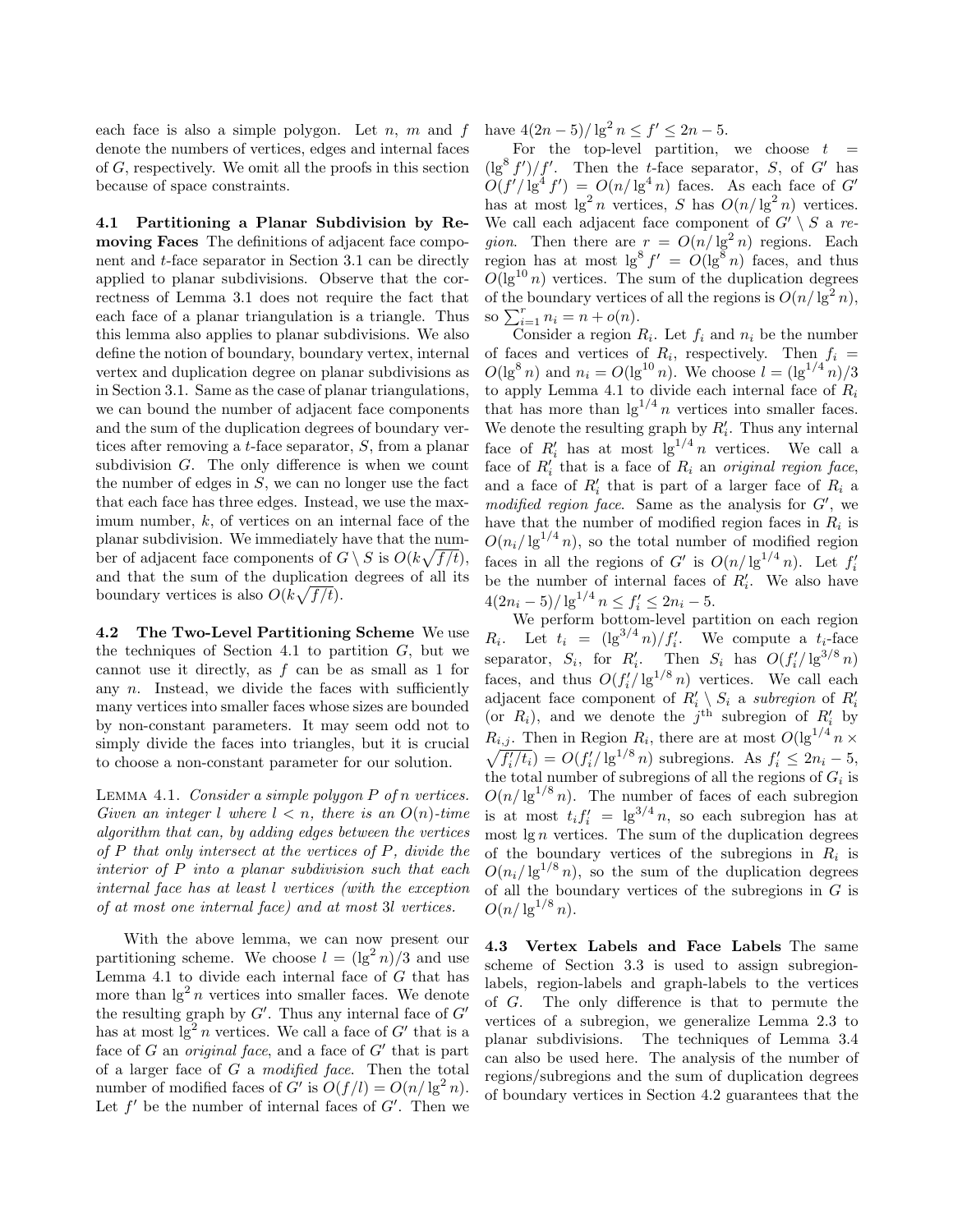each face is also a simple polygon. Let $n$, $m$ and $f$ denote the numbers of vertices, edges and internal faces of $G$, respectively. We omit all the proofs in this section because of space constraints.

**4.1 Partitioning a Planar Subdivision by Removing Faces** The definitions of adjacent face component and $t$-face separator in Section 3.1 can be directly applied to planar subdivisions. Observe that the correctness of Lemma 3.1 does not require the fact that each face of a planar triangulation is a triangle. Thus this lemma also applies to planar subdivisions. We also define the notion of boundary, boundary vertex, internal vertex and duplication degree on planar subdivisions as in Section 3.1. Same as the case of planar triangulations, we can bound the number of adjacent face components and the sum of the duplication degrees of boundary vertices after removing a $t$-face separator, $S$, from a planar subdivision $G$. The only difference is when we count the number of edges in $S$, we can no longer use the fact that each face has three edges. Instead, we use the maximum number, $k$, of vertices on an internal face of the planar subdivision. We immediately have that the number of adjacent face components of $G \setminus S$ is $O(k\sqrt{f/t})$, and that the sum of the duplication degrees of all its boundary vertices is also $O(k\sqrt{f/t})$.

**4.2 The Two-Level Partitioning Scheme** We use the techniques of Section 4.1 to partition $G$, but we cannot use it directly, as $f$ can be as small as 1 for any $n$. Instead, we divide the faces with sufficiently many vertices into smaller faces whose sizes are bounded by non-constant parameters. It may seem odd not to simply divide the faces into triangles, but it is crucial to choose a non-constant parameter for our solution.

Lemma 4.1. *Consider a simple polygon $P$ of $n$ vertices. Given an integer $l$ where $l < n$, there is an $O(n)$-time algorithm that can, by adding edges between the vertices of $P$ that only intersect at the vertices of $P$, divide the interior of $P$ into a planar subdivision such that each internal face has at least $l$ vertices (with the exception of at most one internal face) and at most $3l$ vertices.*

With the above lemma, we can now present our partitioning scheme. We choose $l = (\lg^2 n)/3$ and use Lemma 4.1 to divide each internal face of $G$ that has more than $\lg^2 n$ vertices into smaller faces. We denote the resulting graph by $G'$. Thus any internal face of $G'$ has at most $\lg^2 n$ vertices. We call a face of $G'$ that is a face of $G$ an *original face*, and a face of $G'$ that is part of a larger face of $G$ a *modified face*. Then the total number of modified faces of $G'$ is $O(f/l) = O(n/\lg^2 n)$. Let $f'$ be the number of internal faces of $G'$. Then we have $4(2n-5)/\lg^2 n \le f' \le 2n-5$.

For the top-level partition, we choose $t = (\lg^8 f')/f'$. Then the $t$-face separator, $S$, of $G'$ has $O(f'/\lg^4 f') = O(n/\lg^4 n)$ faces. As each face of $G'$ has at most $\lg^2 n$ vertices, $S$ has $O(n/\lg^2 n)$ vertices. We call each adjacent face component of $G' \setminus S$ a *region*. Then there are $r = O(n/\lg^2 n)$ regions. Each region has at most $\lg^8 f' = O(\lg^8 n)$ faces, and thus $O(\lg^{10} n)$ vertices. The sum of the duplication degrees of the boundary vertices of all the regions is $O(n/\lg^2 n)$, so $\sum_{i=1}^{r} n_i = n + o(n)$.

Consider a region $R_i$. Let $f_i$ and $n_i$ be the number of faces and vertices of $R_i$, respectively. Then $f_i = O(\lg^8 n)$ and $n_i = O(\lg^{10} n)$. We choose $l = (\lg^{1/4} n)/3$ to apply Lemma 4.1 to divide each internal face of $R_i$ that has more than $\lg^{1/4} n$ vertices into smaller faces. We denote the resulting graph by $R_i'$. Thus any internal face of $R_i'$ has at most $\lg^{1/4} n$ vertices. We call a face of $R_i'$ that is a face of $R_i$ an *original region face*, and a face of $R_i'$ that is part of a larger face of $R_i$ a *modified region face*. Same as the analysis for $G'$, we have that the number of modified region faces in $R_i$ is $O(n_i/\lg^{1/4} n)$, so the total number of modified region faces in all the regions of $G'$ is $O(n/\lg^{1/4} n)$. Let $f_i'$ be the number of internal faces of $R_i'$. We also have $4(2n_i-5)/\lg^{1/4} n \le f_i' \le 2n_i - 5$.

We perform bottom-level partition on each region $R_i$. Let $t_i = (\lg^{3/4} n)/f_i'$. We compute a $t_i$-face separator, $S_i$, for $R_i'$. Then $S_i$ has $O(f_i'/\lg^{3/8} n)$ faces, and thus $O(f_i'/\lg^{1/8} n)$ vertices. We call each adjacent face component of $R_i' \setminus S_i$ a *subregion* of $R_i'$ (or $R_i$), and we denote the $j^{\text{th}}$ subregion of $R_i'$ by $R_{i,j}$. Then in Region $R_i$, there are at most $O(\lg^{1/4} n \times \sqrt{f_i'/t_i}) = O(f_i'/\lg^{1/8} n)$ subregions. As $f_i' \le 2n_i - 5$, the total number of subregions of all the regions of $G_i$ is $O(n/\lg^{1/8} n)$. The number of faces of each subregion is at most $t_i f_i' = \lg^{3/4} n$, so each subregion has at most $\lg n$ vertices. The sum of the duplication degrees of the boundary vertices of the subregions in $R_i$ is $O(n_i/\lg^{1/8} n)$, so the sum of the duplication degrees of all the boundary vertices of the subregions in $G$ is $O(n/\lg^{1/8} n)$.

**4.3 Vertex Labels and Face Labels** The same scheme of Section 3.3 is used to assign subregion-labels, region-labels and graph-labels to the vertices of $G$. The only difference is that to permute the vertices of a subregion, we generalize Lemma 2.3 to planar subdivisions. The techniques of Lemma 3.4 can also be used here. The analysis of the number of regions/subregions and the sum of duplication degrees of boundary vertices in Section 4.2 guarantees that the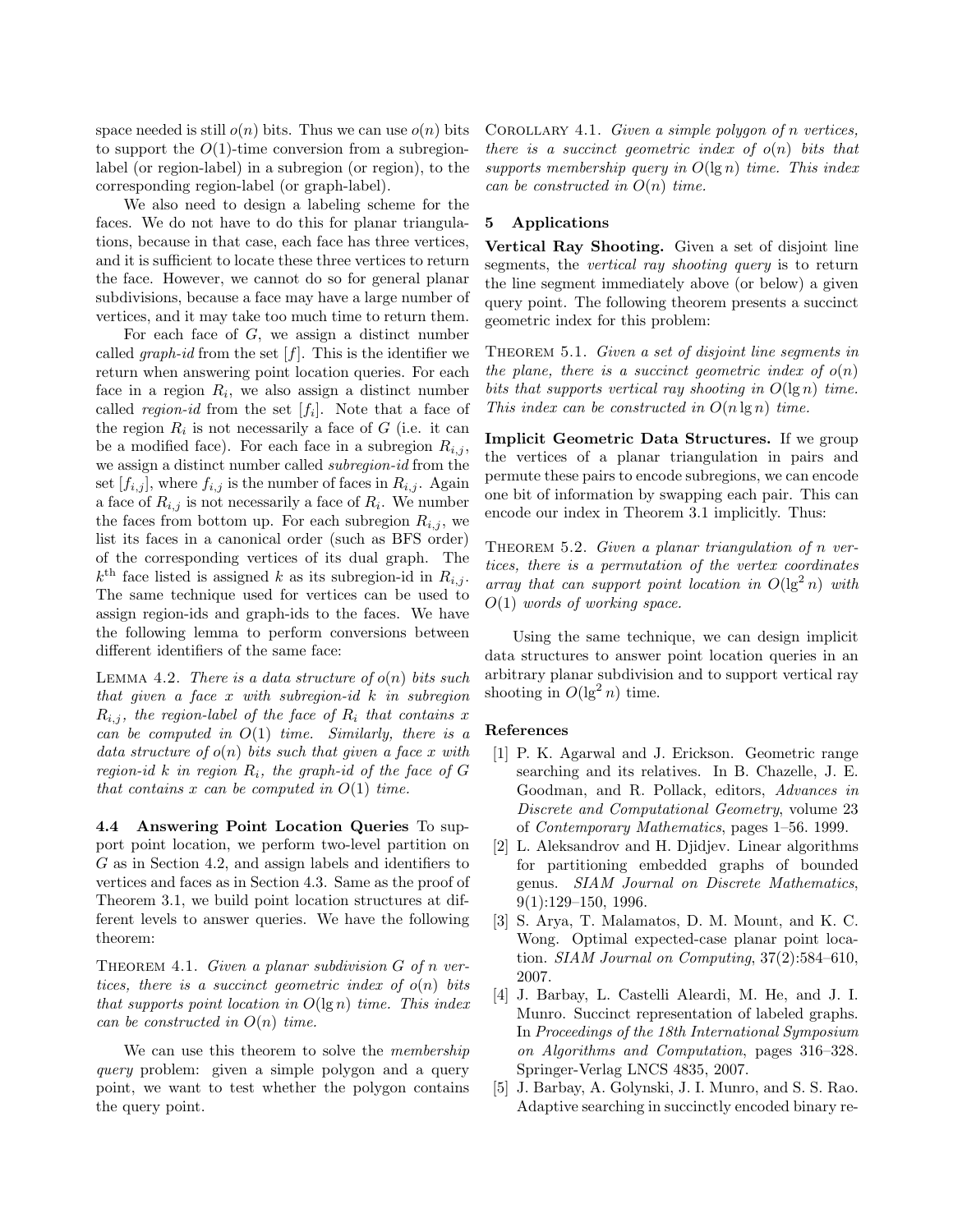space needed is still $o(n)$ bits. Thus we can use $o(n)$ bits to support the $O(1)$-time conversion from a subregion-label (or region-label) in a subregion (or region), to the corresponding region-label (or graph-label).

We also need to design a labeling scheme for the faces. We do not have to do this for planar triangulations, because in that case, each face has three vertices, and it is sufficient to locate these three vertices to return the face. However, we cannot do so for general planar subdivisions, because a face may have a large number of vertices, and it may take too much time to return them.

For each face of $G$, we assign a distinct number called *graph-id* from the set $[f]$. This is the identifier we return when answering point location queries. For each face in a region $R_i$, we also assign a distinct number called *region-id* from the set $[f_i]$. Note that a face of the region $R_i$ is not necessarily a face of $G$ (i.e. it can be a modified face). For each face in a subregion $R_{i,j}$, we assign a distinct number called *subregion-id* from the set $[f_{i,j}]$, where $f_{i,j}$ is the number of faces in $R_{i,j}$. Again a face of $R_{i,j}$ is not necessarily a face of $R_i$. We number the faces from bottom up. For each subregion $R_{i,j}$, we list its faces in a canonical order (such as BFS order) of the corresponding vertices of its dual graph. The $k^{\text{th}}$ face listed is assigned $k$ as its subregion-id in $R_{i,j}$. The same technique used for vertices can be used to assign region-ids and graph-ids to the faces. We have the following lemma to perform conversions between different identifiers of the same face:

Lemma 4.2. *There is a data structure of $o(n)$ bits such that given a face $x$ with subregion-id $k$ in subregion $R_{i,j}$, the region-label of the face of $R_i$ that contains $x$ can be computed in $O(1)$ time. Similarly, there is a data structure of $o(n)$ bits such that given a face $x$ with region-id $k$ in region $R_i$, the graph-id of the face of $G$ that contains $x$ can be computed in $O(1)$ time.*

**4.4 Answering Point Location Queries** To support point location, we perform two-level partition on $G$ as in Section 4.2, and assign labels and identifiers to vertices and faces as in Section 4.3. Same as the proof of Theorem 3.1, we build point location structures at different levels to answer queries. We have the following theorem:

Theorem 4.1. *Given a planar subdivision $G$ of $n$ vertices, there is a succinct geometric index of $o(n)$ bits that supports point location in $O(\lg n)$ time. This index can be constructed in $O(n)$ time.*

We can use this theorem to solve the *membership query* problem: given a simple polygon and a query point, we want to test whether the polygon contains the query point.

Corollary 4.1. *Given a simple polygon of $n$ vertices, there is a succinct geometric index of $o(n)$ bits that supports membership query in $O(\lg n)$ time. This index can be constructed in $O(n)$ time.*

## 5 Applications

**Vertical Ray Shooting.** Given a set of disjoint line segments, the *vertical ray shooting query* is to return the line segment immediately above (or below) a given query point. The following theorem presents a succinct geometric index for this problem:

Theorem 5.1. *Given a set of disjoint line segments in the plane, there is a succinct geometric index of $o(n)$ bits that supports vertical ray shooting in $O(\lg n)$ time. This index can be constructed in $O(n \lg n)$ time.*

**Implicit Geometric Data Structures.** If we group the vertices of a planar triangulation in pairs and permute these pairs to encode subregions, we can encode one bit of information by swapping each pair. This can encode our index in Theorem 3.1 implicitly. Thus:

Theorem 5.2. *Given a planar triangulation of $n$ vertices, there is a permutation of the vertex coordinates array that can support point location in $O(\lg^2 n)$ with $O(1)$ words of working space.*

Using the same technique, we can design implicit data structures to answer point location queries in an arbitrary planar subdivision and to support vertical ray shooting in $O(\lg^2 n)$ time.

## References

[1] P. K. Agarwal and J. Erickson. Geometric range searching and its relatives. In B. Chazelle, J. E. Goodman, and R. Pollack, editors, *Advances in Discrete and Computational Geometry*, volume 23 of *Contemporary Mathematics*, pages 1–56. 1999.

[2] L. Aleksandrov and H. Djidjev. Linear algorithms for partitioning embedded graphs of bounded genus. *SIAM Journal on Discrete Mathematics*, 9(1):129–150, 1996.

[3] S. Arya, T. Malamatos, D. M. Mount, and K. C. Wong. Optimal expected-case planar point location. *SIAM Journal on Computing*, 37(2):584–610, 2007.

[4] J. Barbay, L. Castelli Aleardi, M. He, and J. I. Munro. Succinct representation of labeled graphs. In *Proceedings of the 18th International Symposium on Algorithms and Computation*, pages 316–328. Springer-Verlag LNCS 4835, 2007.

[5] J. Barbay, A. Golynski, J. I. Munro, and S. S. Rao. Adaptive searching in succinctly encoded binary re-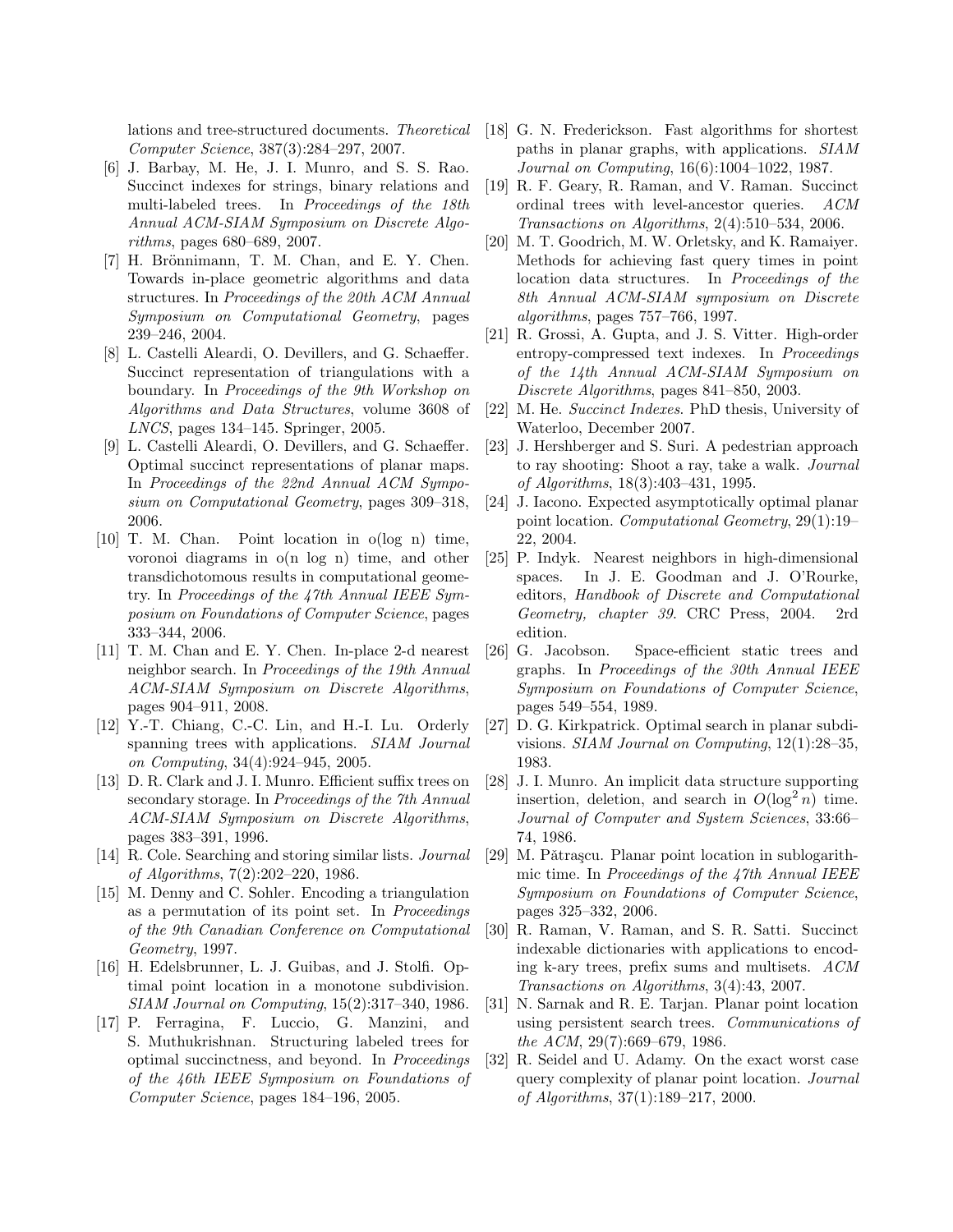lations and tree-structured documents. *Theoretical Computer Science*, 387(3):284–297, 2007.

[6] J. Barbay, M. He, J. I. Munro, and S. S. Rao. Succinct indexes for strings, binary relations and multi-labeled trees. In *Proceedings of the 18th Annual ACM-SIAM Symposium on Discrete Algorithms*, pages 680–689, 2007.

[7] H. Brönnimann, T. M. Chan, and E. Y. Chen. Towards in-place geometric algorithms and data structures. In *Proceedings of the 20th ACM Annual Symposium on Computational Geometry*, pages 239–246, 2004.

[8] L. Castelli Aleardi, O. Devillers, and G. Schaeffer. Succinct representation of triangulations with a boundary. In *Proceedings of the 9th Workshop on Algorithms and Data Structures*, volume 3608 of *LNCS*, pages 134–145. Springer, 2005.

[9] L. Castelli Aleardi, O. Devillers, and G. Schaeffer. Optimal succinct representations of planar maps. In *Proceedings of the 22nd Annual ACM Symposium on Computational Geometry*, pages 309–318, 2006.

[10] T. M. Chan. Point location in o(log n) time, voronoi diagrams in o(n log n) time, and other transdichotomous results in computational geometry. In *Proceedings of the 47th Annual IEEE Symposium on Foundations of Computer Science*, pages 333–344, 2006.

[11] T. M. Chan and E. Y. Chen. In-place 2-d nearest neighbor search. In *Proceedings of the 19th Annual ACM-SIAM Symposium on Discrete Algorithms*, pages 904–911, 2008.

[12] Y.-T. Chiang, C.-C. Lin, and H.-I. Lu. Orderly spanning trees with applications. *SIAM Journal on Computing*, 34(4):924–945, 2005.

[13] D. R. Clark and J. I. Munro. Efficient suffix trees on secondary storage. In *Proceedings of the 7th Annual ACM-SIAM Symposium on Discrete Algorithms*, pages 383–391, 1996.

[14] R. Cole. Searching and storing similar lists. *Journal of Algorithms*, 7(2):202–220, 1986.

[15] M. Denny and C. Sohler. Encoding a triangulation as a permutation of its point set. In *Proceedings of the 9th Canadian Conference on Computational Geometry*, 1997.

[16] H. Edelsbrunner, L. J. Guibas, and J. Stolfi. Optimal point location in a monotone subdivision. *SIAM Journal on Computing*, 15(2):317–340, 1986.

[17] P. Ferragina, F. Luccio, G. Manzini, and S. Muthukrishnan. Structuring labeled trees for optimal succinctness, and beyond. In *Proceedings of the 46th IEEE Symposium on Foundations of Computer Science*, pages 184–196, 2005.

[18] G. N. Frederickson. Fast algorithms for shortest paths in planar graphs, with applications. *SIAM Journal on Computing*, 16(6):1004–1022, 1987.

[19] R. F. Geary, R. Raman, and V. Raman. Succinct ordinal trees with level-ancestor queries. *ACM Transactions on Algorithms*, 2(4):510–534, 2006.

[20] M. T. Goodrich, M. W. Orletsky, and K. Ramaiyer. Methods for achieving fast query times in point location data structures. In *Proceedings of the 8th Annual ACM-SIAM symposium on Discrete algorithms*, pages 757–766, 1997.

[21] R. Grossi, A. Gupta, and J. S. Vitter. High-order entropy-compressed text indexes. In *Proceedings of the 14th Annual ACM-SIAM Symposium on Discrete Algorithms*, pages 841–850, 2003.

[22] M. He. *Succinct Indexes*. PhD thesis, University of Waterloo, December 2007.

[23] J. Hershberger and S. Suri. A pedestrian approach to ray shooting: Shoot a ray, take a walk. *Journal of Algorithms*, 18(3):403–431, 1995.

[24] J. Iacono. Expected asymptotically optimal planar point location. *Computational Geometry*, 29(1):19–22, 2004.

[25] P. Indyk. Nearest neighbors in high-dimensional spaces. In J. E. Goodman and J. O'Rourke, editors, *Handbook of Discrete and Computational Geometry, chapter 39*. CRC Press, 2004. 2rd edition.

[26] G. Jacobson. Space-efficient static trees and graphs. In *Proceedings of the 30th Annual IEEE Symposium on Foundations of Computer Science*, pages 549–554, 1989.

[27] D. G. Kirkpatrick. Optimal search in planar subdivisions. *SIAM Journal on Computing*, 12(1):28–35, 1983.

[28] J. I. Munro. An implicit data structure supporting insertion, deletion, and search in $O(\log^2 n)$ time. *Journal of Computer and System Sciences*, 33:66–74, 1986.

[29] M. Pătraşcu. Planar point location in sublogarithmic time. In *Proceedings of the 47th Annual IEEE Symposium on Foundations of Computer Science*, pages 325–332, 2006.

[30] R. Raman, V. Raman, and S. R. Satti. Succinct indexable dictionaries with applications to encoding k-ary trees, prefix sums and multisets. *ACM Transactions on Algorithms*, 3(4):43, 2007.

[31] N. Sarnak and R. E. Tarjan. Planar point location using persistent search trees. *Communications of the ACM*, 29(7):669–679, 1986.

[32] R. Seidel and U. Adamy. On the exact worst case query complexity of planar point location. *Journal of Algorithms*, 37(1):189–217, 2000.